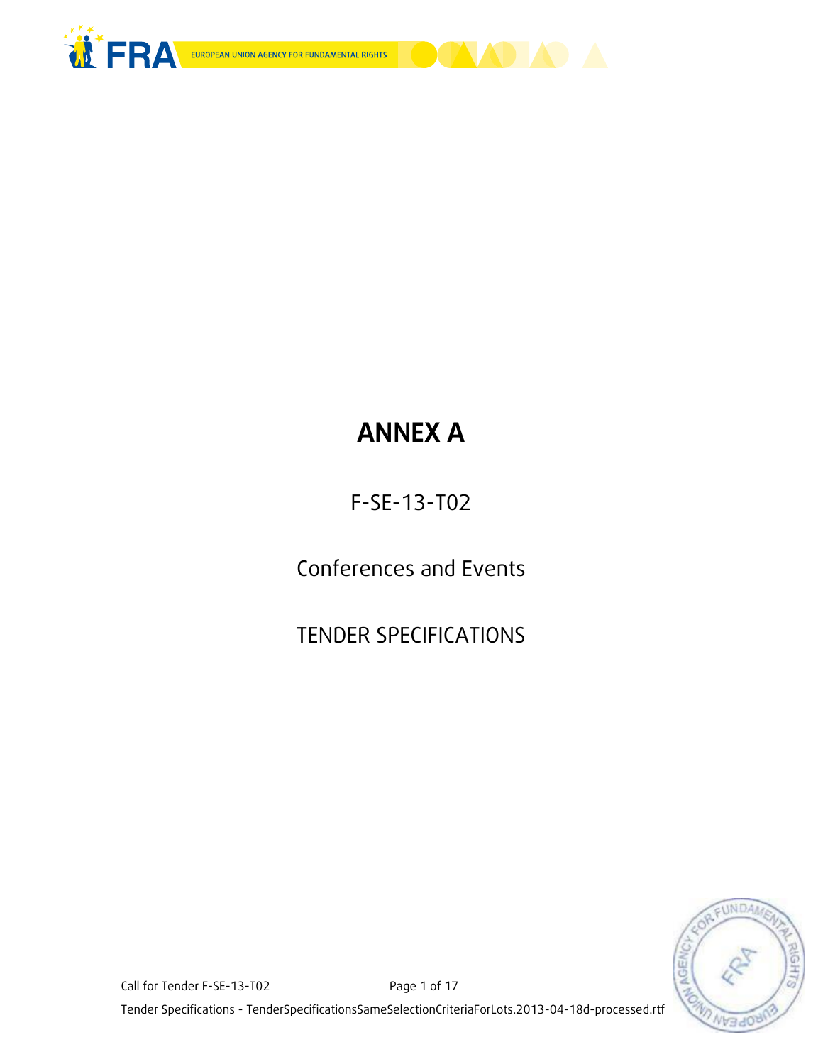# ANNEX A

F-SE-13-T02

Conferences and Events

TENDER SPECIFICATIONS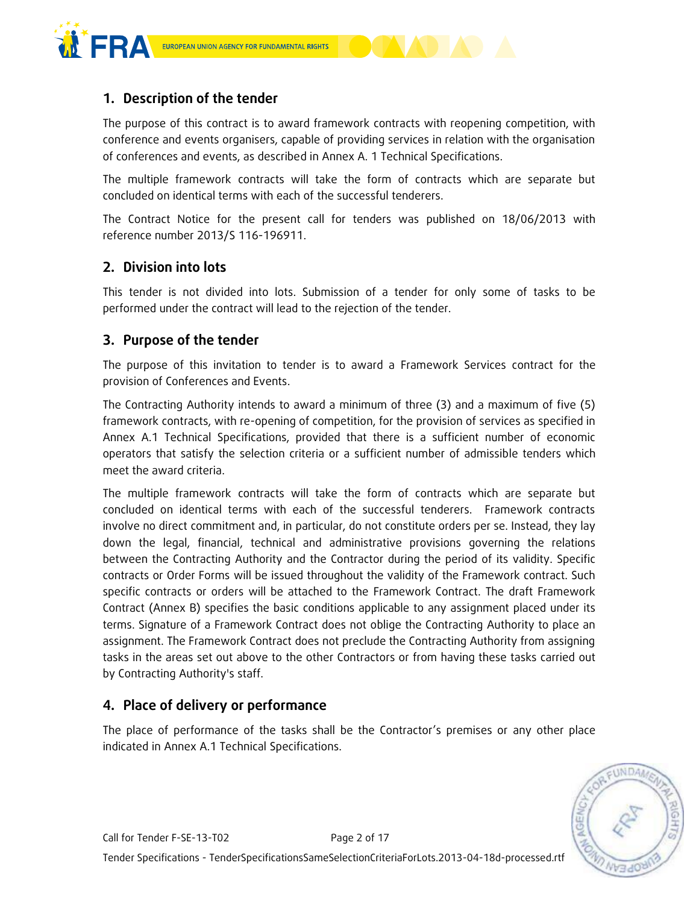## 1. Description of the tender

The purpose of this contract is to award framework contracts with reopening competition, with conference and events organisers, capable of providing services in relation with the organisation of conferences and events, as described in Annex A. 1 Technical Specifications.

The multiple framework contracts will take the form of contracts which are separate but concluded on identical terms with each of the successful tenderers.

The Contract Notice for the present call for tenders was published on 18/06/2013 with reference number 2013/S 116-196911.

## 2. Division into lots

This tender is not divided into lots. Submission of a tender for only some of tasks to be performed under the contract will lead to the rejection of the tender.

## 3. Purpose of the tender

The purpose of this invitation to tender is to award a Framework Services contract for the provision of Conferences and Events.

The Contracting Authority intends to award a minimum of three (3) and a maximum of five (5) framework contracts, with re-opening of competition, for the provision of services as specified in Annex A.1 Technical Specifications, provided that there is a sufficient number of economic operators that satisfy the selection criteria or a sufficient number of admissible tenders which meet the award criteria.

The multiple framework contracts will take the form of contracts which are separate but concluded on identical terms with each of the successful tenderers. Framework contracts involve no direct commitment and, in particular, do not constitute orders per se. Instead, they lay down the legal, financial, technical and administrative provisions governing the relations between the Contracting Authority and the Contractor during the period of its validity. Specific contracts or Order Forms will be issued throughout the validity of the Framework contract. Such specific contracts or orders will be attached to the Framework Contract. The draft Framework Contract (Annex B) specifies the basic conditions applicable to any assignment placed under its terms. Signature of a Framework Contract does not oblige the Contracting Authority to place an assignment. The Framework Contract does not preclude the Contracting Authority from assigning tasks in the areas set out above to the other Contractors or from having these tasks carried out by Contracting Authority's staff.

## 4. Place of delivery or performance

The place of performance of the tasks shall be the Contractor's premises or any other place indicated in Annex A.1 Technical Specifications.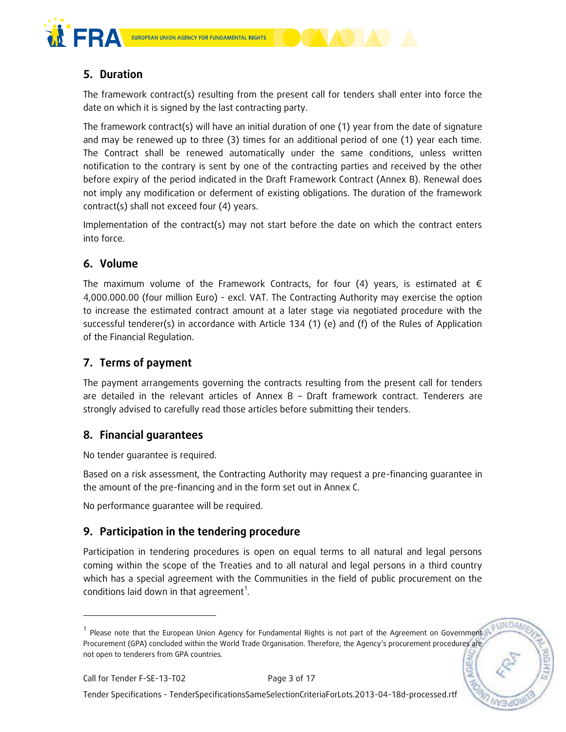## 5. Duration

The framework contract(s) resulting from the present call for tenders shall enter into force the date on which it is signed by the last contracting party.

The framework contract(s) will have an initial duration of one (1) year from the date of signature and may be renewed up to three (3) times for an additional period of one (1) year each time. The Contract shall be renewed automatically under the same conditions, unless written notification to the contrary is sent by one of the contracting parties and received by the other before expiry of the period indicated in the Draft Framework Contract (Annex B). Renewal does not imply any modification or deferment of existing obligations. The duration of the framework contract(s) shall not exceed four (4) years.

Implementation of the contract(s) may not start before the date on which the contract enters into force.

## 6. Volume

The maximum volume of the Framework Contracts, for four (4) years, is estimated at € 4,000.000.00 (four million Euro) - excl. VAT. The Contracting Authority may exercise the option to increase the estimated contract amount at a later stage via negotiated procedure with the successful tenderer(s) in accordance with Article 134 (1) (e) and (f) of the Rules of Application of the Financial Regulation.

## 7. Terms of payment

The payment arrangements governing the contracts resulting from the present call for tenders are detailed in the relevant articles of Annex B – Draft framework contract. Tenderers are strongly advised to carefully read those articles before submitting their tenders.

## 8. Financial guarantees

No tender guarantee is required.

Based on a risk assessment, the Contracting Authority may request a pre-financing guarantee in the amount of the pre-financing and in the form set out in Annex C.

No performance guarantee will be required.

## 9. Participation in the tendering procedure

Participation in tendering procedures is open on equal terms to all natural and legal persons coming within the scope of the Treaties and to all natural and legal persons in a third country which has a special agreement with the Communities in the field of public procurement on the conditions laid down in that agreement[1].

---

[1] Please note that the European Union Agency for Fundamental Rights is not part of the Agreement on Government Procurement (GPA) concluded within the World Trade Organisation. Therefore, the Agency's procurement procedures are not open to tenderers from GPA countries.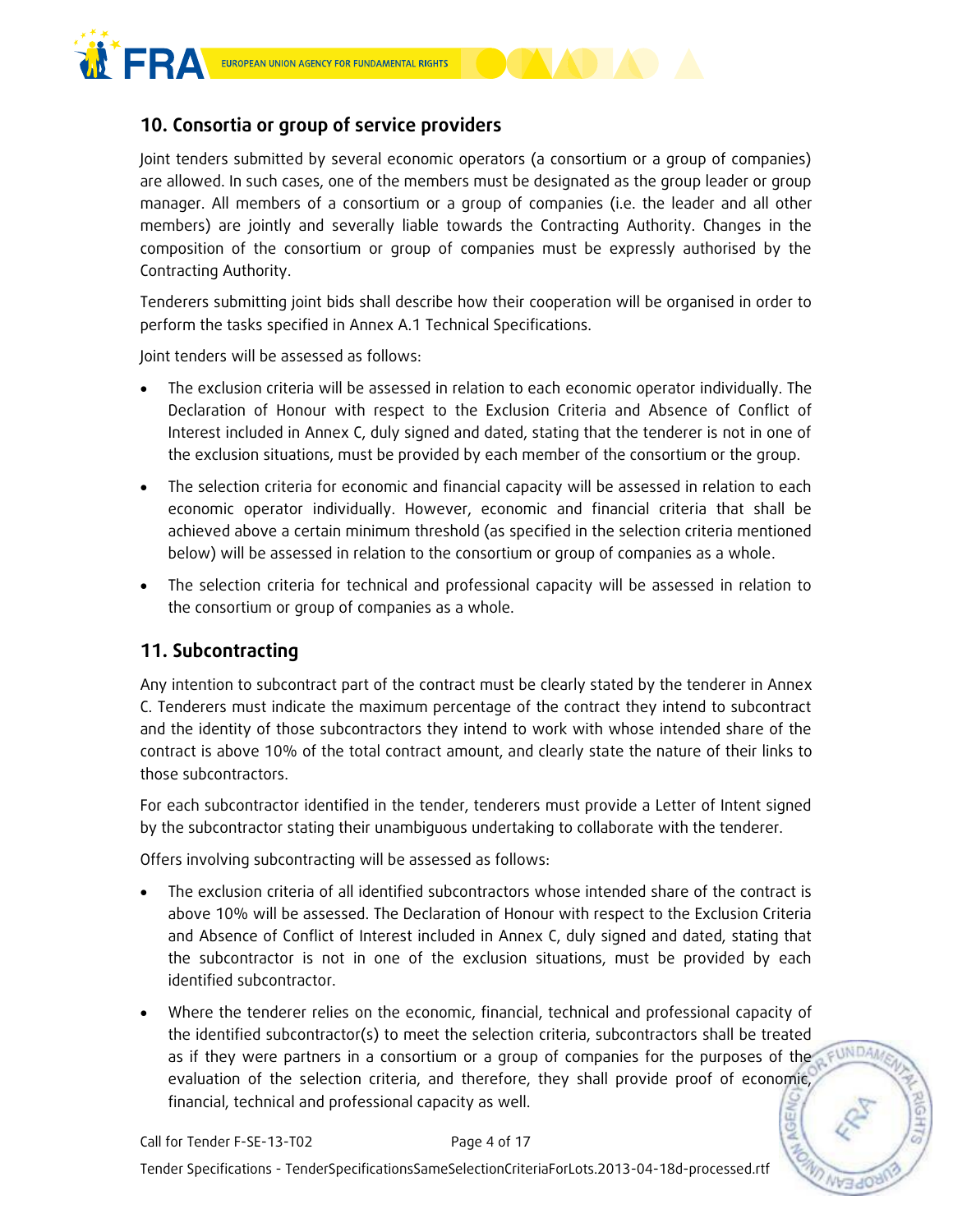## 10. Consortia or group of service providers

Joint tenders submitted by several economic operators (a consortium or a group of companies) are allowed. In such cases, one of the members must be designated as the group leader or group manager. All members of a consortium or a group of companies (i.e. the leader and all other members) are jointly and severally liable towards the Contracting Authority. Changes in the composition of the consortium or group of companies must be expressly authorised by the Contracting Authority.

Tenderers submitting joint bids shall describe how their cooperation will be organised in order to perform the tasks specified in Annex A.1 Technical Specifications.

Joint tenders will be assessed as follows:

- The exclusion criteria will be assessed in relation to each economic operator individually. The Declaration of Honour with respect to the Exclusion Criteria and Absence of Conflict of Interest included in Annex C, duly signed and dated, stating that the tenderer is not in one of the exclusion situations, must be provided by each member of the consortium or the group.
- The selection criteria for economic and financial capacity will be assessed in relation to each economic operator individually. However, economic and financial criteria that shall be achieved above a certain minimum threshold (as specified in the selection criteria mentioned below) will be assessed in relation to the consortium or group of companies as a whole.
- The selection criteria for technical and professional capacity will be assessed in relation to the consortium or group of companies as a whole.

## 11. Subcontracting

Any intention to subcontract part of the contract must be clearly stated by the tenderer in Annex C. Tenderers must indicate the maximum percentage of the contract they intend to subcontract and the identity of those subcontractors they intend to work with whose intended share of the contract is above 10% of the total contract amount, and clearly state the nature of their links to those subcontractors.

For each subcontractor identified in the tender, tenderers must provide a Letter of Intent signed by the subcontractor stating their unambiguous undertaking to collaborate with the tenderer.

Offers involving subcontracting will be assessed as follows:

- The exclusion criteria of all identified subcontractors whose intended share of the contract is above 10% will be assessed. The Declaration of Honour with respect to the Exclusion Criteria and Absence of Conflict of Interest included in Annex C, duly signed and dated, stating that the subcontractor is not in one of the exclusion situations, must be provided by each identified subcontractor.
- Where the tenderer relies on the economic, financial, technical and professional capacity of the identified subcontractor(s) to meet the selection criteria, subcontractors shall be treated as if they were partners in a consortium or a group of companies for the purposes of the evaluation of the selection criteria, and therefore, they shall provide proof of economic, financial, technical and professional capacity as well.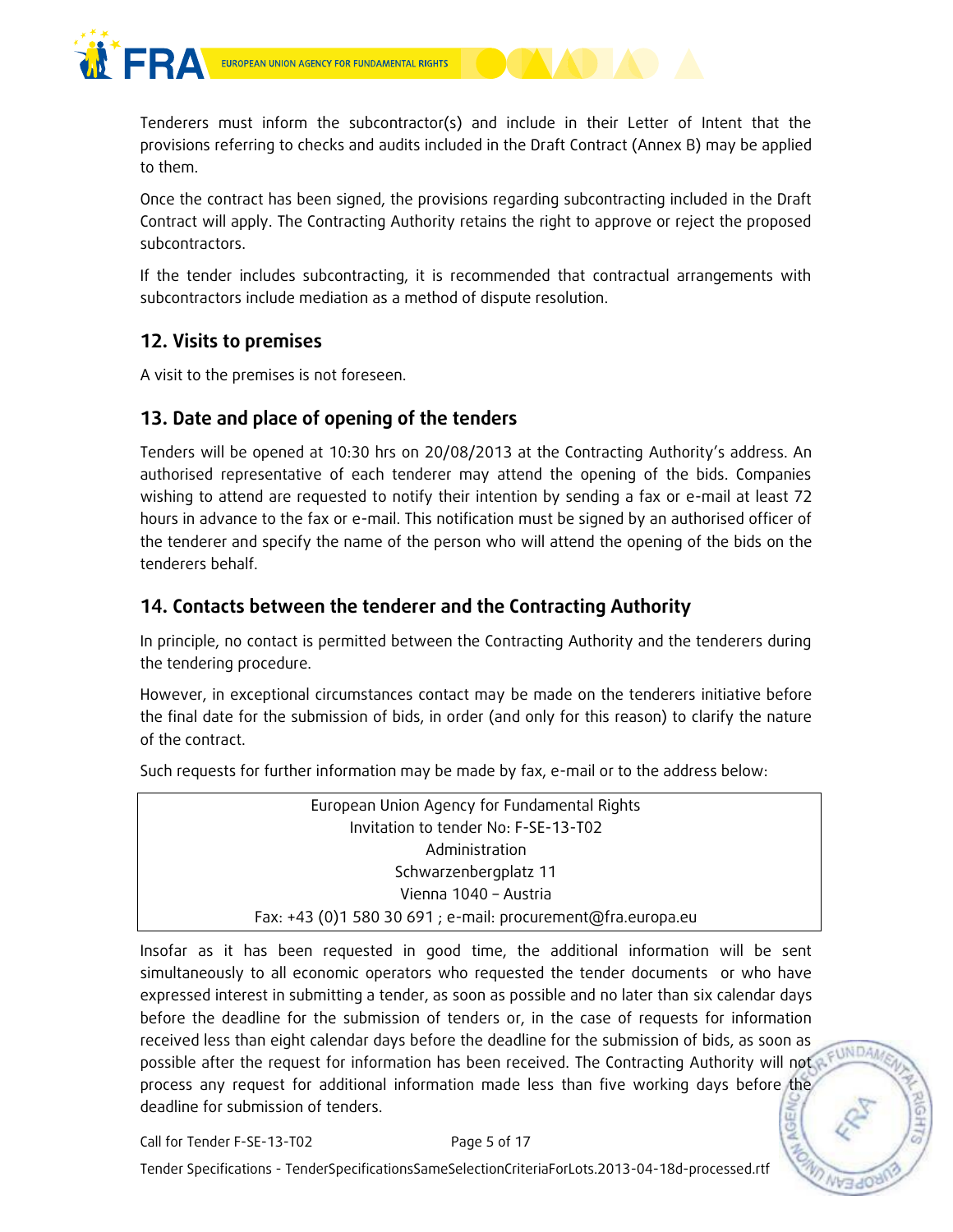Tenderers must inform the subcontractor(s) and include in their Letter of Intent that the provisions referring to checks and audits included in the Draft Contract (Annex B) may be applied to them.

Once the contract has been signed, the provisions regarding subcontracting included in the Draft Contract will apply. The Contracting Authority retains the right to approve or reject the proposed subcontractors.

If the tender includes subcontracting, it is recommended that contractual arrangements with subcontractors include mediation as a method of dispute resolution.

## 12. Visits to premises

A visit to the premises is not foreseen.

## 13. Date and place of opening of the tenders

Tenders will be opened at 10:30 hrs on 20/08/2013 at the Contracting Authority's address. An authorised representative of each tenderer may attend the opening of the bids. Companies wishing to attend are requested to notify their intention by sending a fax or e-mail at least 72 hours in advance to the fax or e-mail. This notification must be signed by an authorised officer of the tenderer and specify the name of the person who will attend the opening of the bids on the tenderers behalf.

## 14. Contacts between the tenderer and the Contracting Authority

In principle, no contact is permitted between the Contracting Authority and the tenderers during the tendering procedure.

However, in exceptional circumstances contact may be made on the tenderers initiative before the final date for the submission of bids, in order (and only for this reason) to clarify the nature of the contract.

Such requests for further information may be made by fax, e-mail or to the address below:

| European Union Agency for Fundamental Rights<br>Invitation to tender No: F-SE-13-T02<br>Administration<br>Schwarzenbergplatz 11<br>Vienna 1040 – Austria<br>Fax: +43 (0)1 580 30 691 ; e-mail: procurement@fra.europa.eu |
|---|

Insofar as it has been requested in good time, the additional information will be sent simultaneously to all economic operators who requested the tender documents or who have expressed interest in submitting a tender, as soon as possible and no later than six calendar days before the deadline for the submission of tenders or, in the case of requests for information received less than eight calendar days before the deadline for the submission of bids, as soon as possible after the request for information has been received. The Contracting Authority will not process any request for additional information made less than five working days before the deadline for submission of tenders.

Call for Tender F-SE-13-T02

Tender Specifications - TenderSpecificationsSameSelectionCriteriaForLots.2013-04-18d-processed.rtf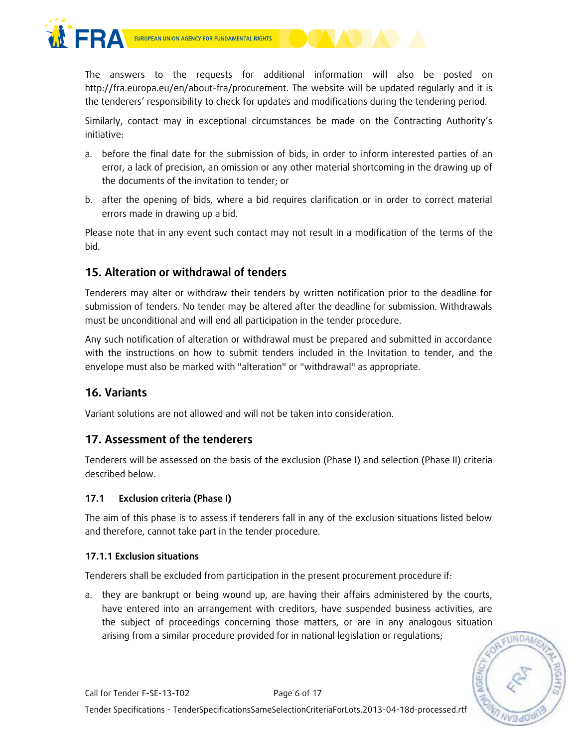The answers to the requests for additional information will also be posted on http://fra.europa.eu/en/about-fra/procurement. The website will be updated regularly and it is the tenderers' responsibility to check for updates and modifications during the tendering period.

Similarly, contact may in exceptional circumstances be made on the Contracting Authority's initiative:

a. before the final date for the submission of bids, in order to inform interested parties of an error, a lack of precision, an omission or any other material shortcoming in the drawing up of the documents of the invitation to tender; or

b. after the opening of bids, where a bid requires clarification or in order to correct material errors made in drawing up a bid.

Please note that in any event such contact may not result in a modification of the terms of the bid.

## 15. Alteration or withdrawal of tenders

Tenderers may alter or withdraw their tenders by written notification prior to the deadline for submission of tenders. No tender may be altered after the deadline for submission. Withdrawals must be unconditional and will end all participation in the tender procedure.

Any such notification of alteration or withdrawal must be prepared and submitted in accordance with the instructions on how to submit tenders included in the Invitation to tender, and the envelope must also be marked with "alteration" or "withdrawal" as appropriate.

## 16. Variants

Variant solutions are not allowed and will not be taken into consideration.

## 17. Assessment of the tenderers

Tenderers will be assessed on the basis of the exclusion (Phase I) and selection (Phase II) criteria described below.

### 17.1 Exclusion criteria (Phase I)

The aim of this phase is to assess if tenderers fall in any of the exclusion situations listed below and therefore, cannot take part in the tender procedure.

#### 17.1.1 Exclusion situations

Tenderers shall be excluded from participation in the present procurement procedure if:

a. they are bankrupt or being wound up, are having their affairs administered by the courts, have entered into an arrangement with creditors, have suspended business activities, are the subject of proceedings concerning those matters, or are in any analogous situation arising from a similar procedure provided for in national legislation or regulations;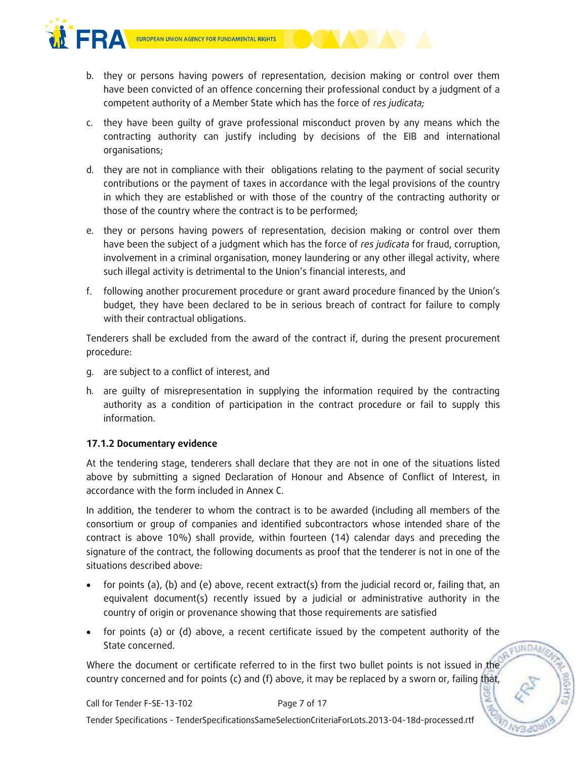b. they or persons having powers of representation, decision making or control over them have been convicted of an offence concerning their professional conduct by a judgment of a competent authority of a Member State which has the force of *res judicata;*

c. they have been guilty of grave professional misconduct proven by any means which the contracting authority can justify including by decisions of the EIB and international organisations;

d. they are not in compliance with their obligations relating to the payment of social security contributions or the payment of taxes in accordance with the legal provisions of the country in which they are established or with those of the country of the contracting authority or those of the country where the contract is to be performed;

e. they or persons having powers of representation, decision making or control over them have been the subject of a judgment which has the force of *res judicata* for fraud, corruption, involvement in a criminal organisation, money laundering or any other illegal activity, where such illegal activity is detrimental to the Union's financial interests, and

f. following another procurement procedure or grant award procedure financed by the Union's budget, they have been declared to be in serious breach of contract for failure to comply with their contractual obligations.

Tenderers shall be excluded from the award of the contract if, during the present procurement procedure:

g. are subject to a conflict of interest, and

h. are guilty of misrepresentation in supplying the information required by the contracting authority as a condition of participation in the contract procedure or fail to supply this information.

### 17.1.2 Documentary evidence

At the tendering stage, tenderers shall declare that they are not in one of the situations listed above by submitting a signed Declaration of Honour and Absence of Conflict of Interest, in accordance with the form included in Annex C.

In addition, the tenderer to whom the contract is to be awarded (including all members of the consortium or group of companies and identified subcontractors whose intended share of the contract is above 10%) shall provide, within fourteen (14) calendar days and preceding the signature of the contract, the following documents as proof that the tenderer is not in one of the situations described above:

- for points (a), (b) and (e) above, recent extract(s) from the judicial record or, failing that, an equivalent document(s) recently issued by a judicial or administrative authority in the country of origin or provenance showing that those requirements are satisfied
- for points (a) or (d) above, a recent certificate issued by the competent authority of the State concerned.

Where the document or certificate referred to in the first two bullet points is not issued in the country concerned and for points (c) and (f) above, it may be replaced by a sworn or, failing that,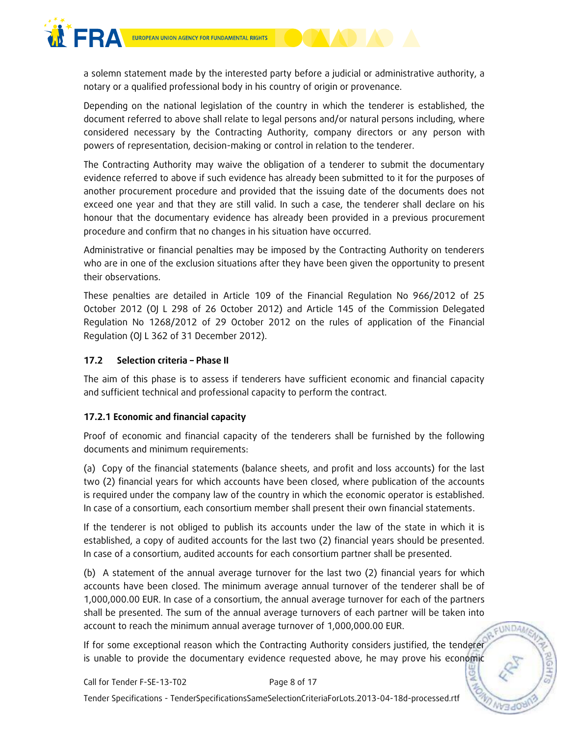a solemn statement made by the interested party before a judicial or administrative authority, a notary or a qualified professional body in his country of origin or provenance.

Depending on the national legislation of the country in which the tenderer is established, the document referred to above shall relate to legal persons and/or natural persons including, where considered necessary by the Contracting Authority, company directors or any person with powers of representation, decision-making or control in relation to the tenderer.

The Contracting Authority may waive the obligation of a tenderer to submit the documentary evidence referred to above if such evidence has already been submitted to it for the purposes of another procurement procedure and provided that the issuing date of the documents does not exceed one year and that they are still valid. In such a case, the tenderer shall declare on his honour that the documentary evidence has already been provided in a previous procurement procedure and confirm that no changes in his situation have occurred.

Administrative or financial penalties may be imposed by the Contracting Authority on tenderers who are in one of the exclusion situations after they have been given the opportunity to present their observations.

These penalties are detailed in Article 109 of the Financial Regulation No 966/2012 of 25 October 2012 (OJ L 298 of 26 October 2012) and Article 145 of the Commission Delegated Regulation No 1268/2012 of 29 October 2012 on the rules of application of the Financial Regulation (OJ L 362 of 31 December 2012).

### 17.2 Selection criteria – Phase II

The aim of this phase is to assess if tenderers have sufficient economic and financial capacity and sufficient technical and professional capacity to perform the contract.

#### 17.2.1 Economic and financial capacity

Proof of economic and financial capacity of the tenderers shall be furnished by the following documents and minimum requirements:

(a) Copy of the financial statements (balance sheets, and profit and loss accounts) for the last two (2) financial years for which accounts have been closed, where publication of the accounts is required under the company law of the country in which the economic operator is established. In case of a consortium, each consortium member shall present their own financial statements.

If the tenderer is not obliged to publish its accounts under the law of the state in which it is established, a copy of audited accounts for the last two (2) financial years should be presented. In case of a consortium, audited accounts for each consortium partner shall be presented.

(b) A statement of the annual average turnover for the last two (2) financial years for which accounts have been closed. The minimum average annual turnover of the tenderer shall be of 1,000,000.00 EUR. In case of a consortium, the annual average turnover for each of the partners shall be presented. The sum of the annual average turnovers of each partner will be taken into account to reach the minimum annual average turnover of 1,000,000.00 EUR.

If for some exceptional reason which the Contracting Authority considers justified, the tenderer is unable to provide the documentary evidence requested above, he may prove his economic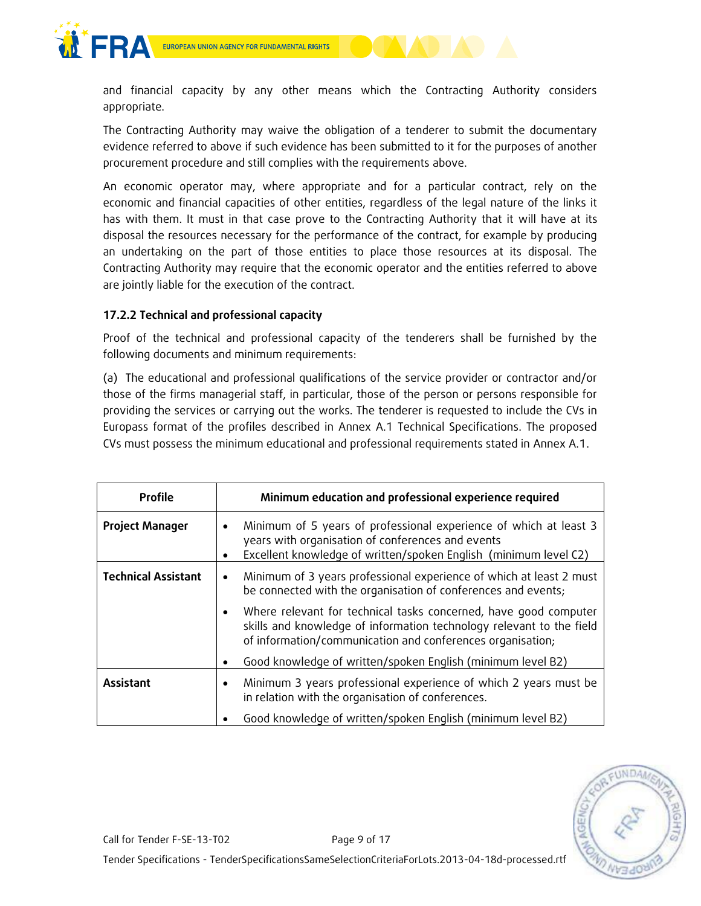and financial capacity by any other means which the Contracting Authority considers appropriate.

The Contracting Authority may waive the obligation of a tenderer to submit the documentary evidence referred to above if such evidence has been submitted to it for the purposes of another procurement procedure and still complies with the requirements above.

An economic operator may, where appropriate and for a particular contract, rely on the economic and financial capacities of other entities, regardless of the legal nature of the links it has with them. It must in that case prove to the Contracting Authority that it will have at its disposal the resources necessary for the performance of the contract, for example by producing an undertaking on the part of those entities to place those resources at its disposal. The Contracting Authority may require that the economic operator and the entities referred to above are jointly liable for the execution of the contract.

#### 17.2.2 Technical and professional capacity

Proof of the technical and professional capacity of the tenderers shall be furnished by the following documents and minimum requirements:

(a) The educational and professional qualifications of the service provider or contractor and/or those of the firms managerial staff, in particular, those of the person or persons responsible for providing the services or carrying out the works. The tenderer is requested to include the CVs in Europass format of the profiles described in Annex A.1 Technical Specifications. The proposed CVs must possess the minimum educational and professional requirements stated in Annex A.1.

| Profile | Minimum education and professional experience required |
|---|---|
| **Project Manager** | • Minimum of 5 years of professional experience of which at least 3 years with organisation of conferences and events<br>• Excellent knowledge of written/spoken English (minimum level C2) |
| **Technical Assistant** | • Minimum of 3 years professional experience of which at least 2 must be connected with the organisation of conferences and events;<br>• Where relevant for technical tasks concerned, have good computer skills and knowledge of information technology relevant to the field of information/communication and conferences organisation;<br>• Good knowledge of written/spoken English (minimum level B2) |
| **Assistant** | • Minimum 3 years professional experience of which 2 years must be in relation with the organisation of conferences.<br>• Good knowledge of written/spoken English (minimum level B2) |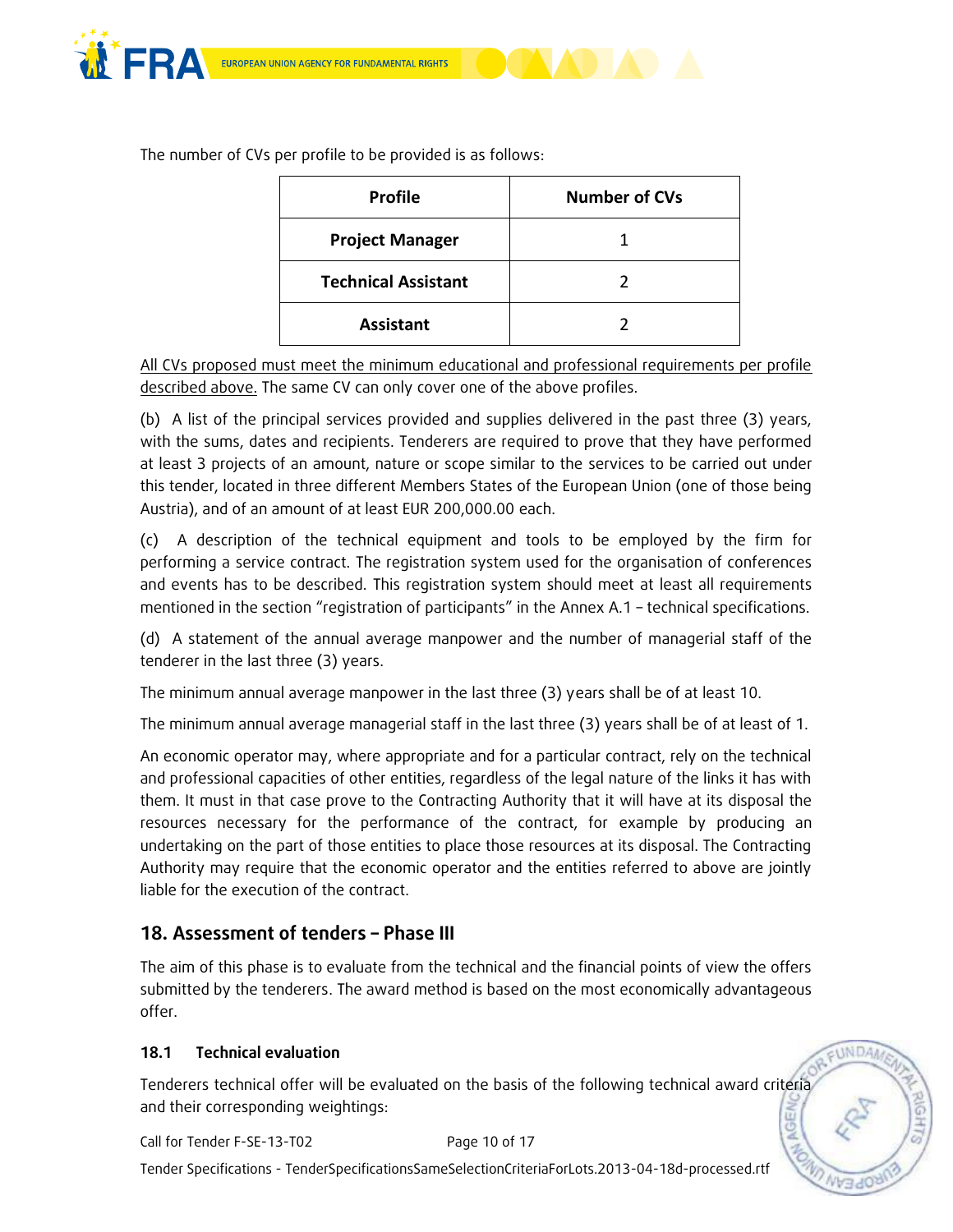The number of CVs per profile to be provided is as follows:

| Profile | Number of CVs |
|---|---|
| **Project Manager** | 1 |
| **Technical Assistant** | 2 |
| **Assistant** | 2 |

<u>All CVs proposed must meet the minimum educational and professional requirements per profile described above.</u> The same CV can only cover one of the above profiles.

(b) A list of the principal services provided and supplies delivered in the past three (3) years, with the sums, dates and recipients. Tenderers are required to prove that they have performed at least 3 projects of an amount, nature or scope similar to the services to be carried out under this tender, located in three different Members States of the European Union (one of those being Austria), and of an amount of at least EUR 200,000.00 each.

(c) A description of the technical equipment and tools to be employed by the firm for performing a service contract. The registration system used for the organisation of conferences and events has to be described. This registration system should meet at least all requirements mentioned in the section "registration of participants" in the Annex A.1 – technical specifications.

(d) A statement of the annual average manpower and the number of managerial staff of the tenderer in the last three (3) years.

The minimum annual average manpower in the last three (3) years shall be of at least 10.

The minimum annual average managerial staff in the last three (3) years shall be of at least of 1.

An economic operator may, where appropriate and for a particular contract, rely on the technical and professional capacities of other entities, regardless of the legal nature of the links it has with them. It must in that case prove to the Contracting Authority that it will have at its disposal the resources necessary for the performance of the contract, for example by producing an undertaking on the part of those entities to place those resources at its disposal. The Contracting Authority may require that the economic operator and the entities referred to above are jointly liable for the execution of the contract.

## 18. Assessment of tenders – Phase III

The aim of this phase is to evaluate from the technical and the financial points of view the offers submitted by the tenderers. The award method is based on the most economically advantageous offer.

### 18.1 Technical evaluation

Tenderers technical offer will be evaluated on the basis of the following technical award criteria and their corresponding weightings: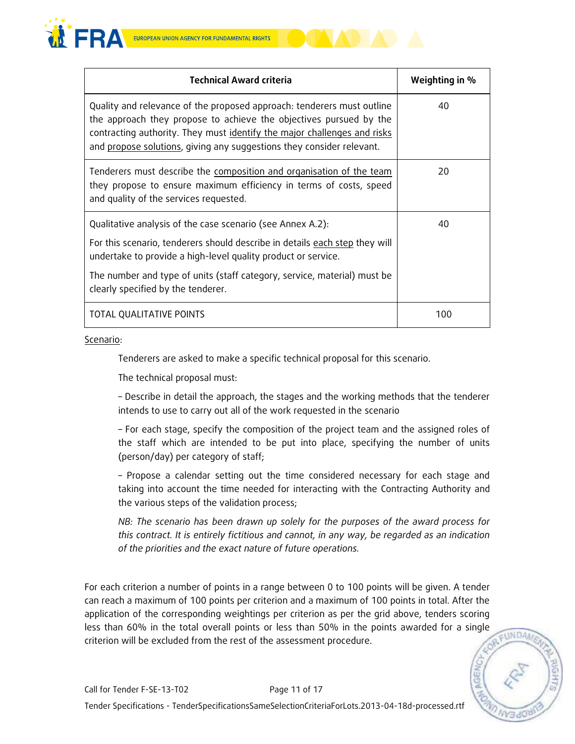| Technical Award criteria | Weighting in % |
|---|---|
| Quality and relevance of the proposed approach: tenderers must outline the approach they propose to achieve the objectives pursued by the contracting authority. They must identify the major challenges and risks and propose solutions, giving any suggestions they consider relevant. | 40 |
| Tenderers must describe the composition and organisation of the team they propose to ensure maximum efficiency in terms of costs, speed and quality of the services requested. | 20 |
| Qualitative analysis of the case scenario (see Annex A.2): For this scenario, tenderers should describe in details each step they will undertake to provide a high-level quality product or service. The number and type of units (staff category, service, material) must be clearly specified by the tenderer. | 40 |
| TOTAL QUALITATIVE POINTS | 100 |

Scenario:

Tenderers are asked to make a specific technical proposal for this scenario.

The technical proposal must:

– Describe in detail the approach, the stages and the working methods that the tenderer intends to use to carry out all of the work requested in the scenario

– For each stage, specify the composition of the project team and the assigned roles of the staff which are intended to be put into place, specifying the number of units (person/day) per category of staff;

– Propose a calendar setting out the time considered necessary for each stage and taking into account the time needed for interacting with the Contracting Authority and the various steps of the validation process;

*NB: The scenario has been drawn up solely for the purposes of the award process for this contract. It is entirely fictitious and cannot, in any way, be regarded as an indication of the priorities and the exact nature of future operations.*

For each criterion a number of points in a range between 0 to 100 points will be given. A tender can reach a maximum of 100 points per criterion and a maximum of 100 points in total. After the application of the corresponding weightings per criterion as per the grid above, tenders scoring less than 60% in the total overall points or less than 50% in the points awarded for a single criterion will be excluded from the rest of the assessment procedure.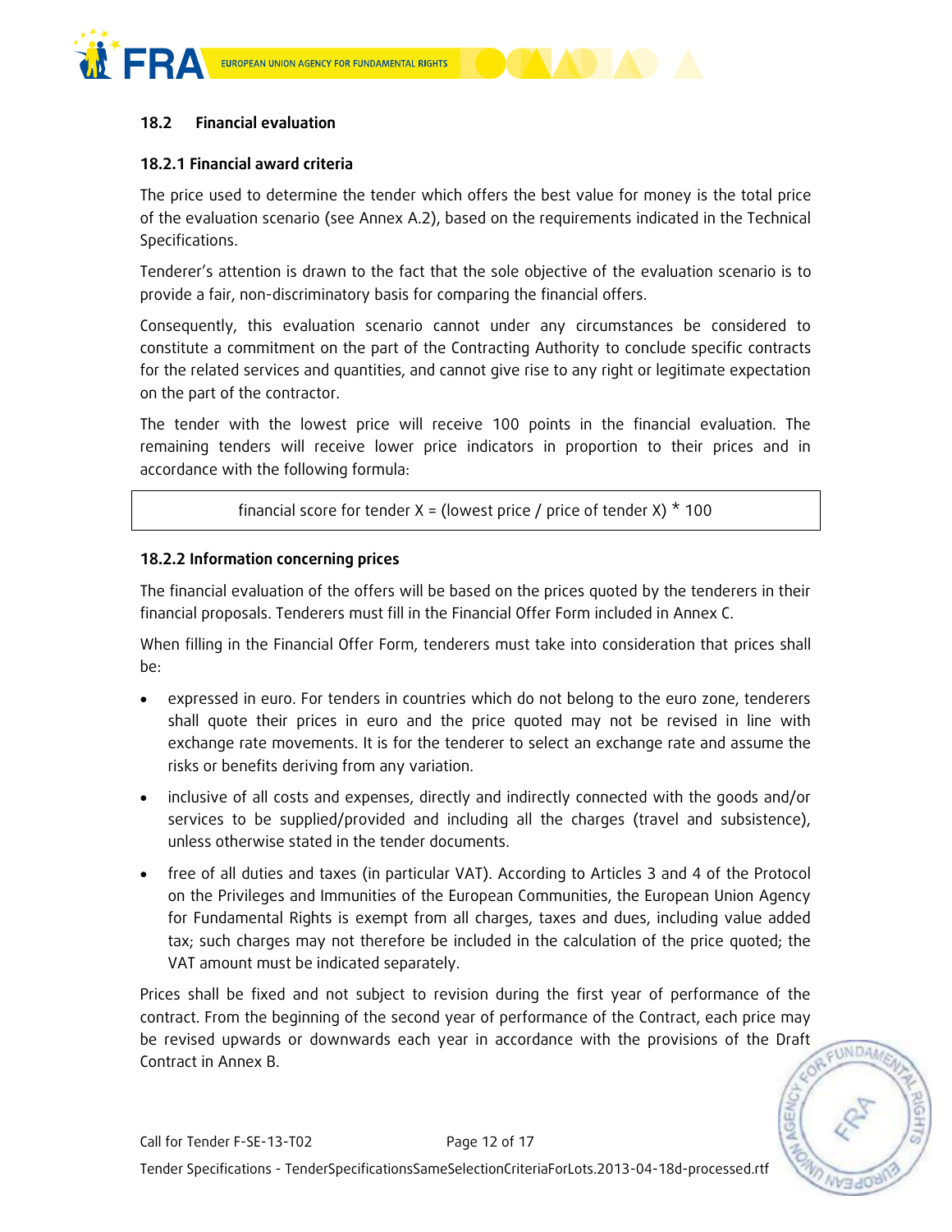## 18.2 Financial evaluation

### 18.2.1 Financial award criteria

The price used to determine the tender which offers the best value for money is the total price of the evaluation scenario (see Annex A.2), based on the requirements indicated in the Technical Specifications.

Tenderer's attention is drawn to the fact that the sole objective of the evaluation scenario is to provide a fair, non-discriminatory basis for comparing the financial offers.

Consequently, this evaluation scenario cannot under any circumstances be considered to constitute a commitment on the part of the Contracting Authority to conclude specific contracts for the related services and quantities, and cannot give rise to any right or legitimate expectation on the part of the contractor.

The tender with the lowest price will receive 100 points in the financial evaluation. The remaining tenders will receive lower price indicators in proportion to their prices and in accordance with the following formula:

financial score for tender X = (lowest price / price of tender X) * 100

### 18.2.2 Information concerning prices

The financial evaluation of the offers will be based on the prices quoted by the tenderers in their financial proposals. Tenderers must fill in the Financial Offer Form included in Annex C.

When filling in the Financial Offer Form, tenderers must take into consideration that prices shall be:

- expressed in euro. For tenders in countries which do not belong to the euro zone, tenderers shall quote their prices in euro and the price quoted may not be revised in line with exchange rate movements. It is for the tenderer to select an exchange rate and assume the risks or benefits deriving from any variation.
- inclusive of all costs and expenses, directly and indirectly connected with the goods and/or services to be supplied/provided and including all the charges (travel and subsistence), unless otherwise stated in the tender documents.
- free of all duties and taxes (in particular VAT). According to Articles 3 and 4 of the Protocol on the Privileges and Immunities of the European Communities, the European Union Agency for Fundamental Rights is exempt from all charges, taxes and dues, including value added tax; such charges may not therefore be included in the calculation of the price quoted; the VAT amount must be indicated separately.

Prices shall be fixed and not subject to revision during the first year of performance of the contract. From the beginning of the second year of performance of the Contract, each price may be revised upwards or downwards each year in accordance with the provisions of the Draft Contract in Annex B.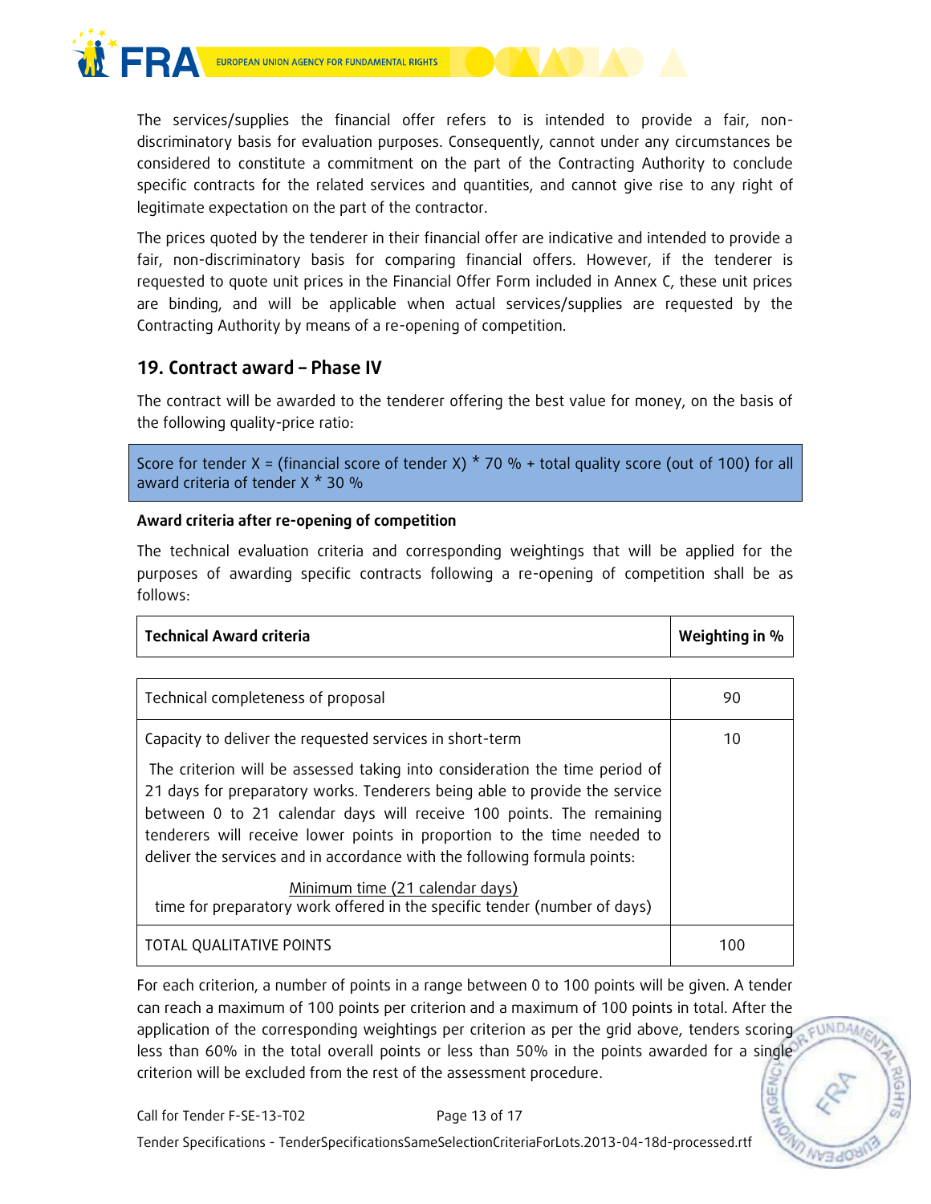The services/supplies the financial offer refers to is intended to provide a fair, non-discriminatory basis for evaluation purposes. Consequently, cannot under any circumstances be considered to constitute a commitment on the part of the Contracting Authority to conclude specific contracts for the related services and quantities, and cannot give rise to any right of legitimate expectation on the part of the contractor.

The prices quoted by the tenderer in their financial offer are indicative and intended to provide a fair, non-discriminatory basis for comparing financial offers. However, if the tenderer is requested to quote unit prices in the Financial Offer Form included in Annex C, these unit prices are binding, and will be applicable when actual services/supplies are requested by the Contracting Authority by means of a re-opening of competition.

## 19. Contract award – Phase IV

The contract will be awarded to the tenderer offering the best value for money, on the basis of the following quality-price ratio:

Score for tender X = (financial score of tender X) * 70 % + total quality score (out of 100) for all award criteria of tender X * 30 %

**Award criteria after re-opening of competition**

The technical evaluation criteria and corresponding weightings that will be applied for the purposes of awarding specific contracts following a re-opening of competition shall be as follows:

| Technical Award criteria | Weighting in % |
|---|---|
| Technical completeness of proposal | 90 |
| Capacity to deliver the requested services in short-term<br><br>The criterion will be assessed taking into consideration the time period of 21 days for preparatory works. Tenderers being able to provide the service between 0 to 21 calendar days will receive 100 points. The remaining tenderers will receive lower points in proportion to the time needed to deliver the services and in accordance with the following formula points:<br><br>$\frac{\text{Minimum time (21 calendar days)}}{\text{time for preparatory work offered in the specific tender (number of days)}}$ | 10 |
| TOTAL QUALITATIVE POINTS | 100 |

For each criterion, a number of points in a range between 0 to 100 points will be given. A tender can reach a maximum of 100 points per criterion and a maximum of 100 points in total. After the application of the corresponding weightings per criterion as per the grid above, tenders scoring less than 60% in the total overall points or less than 50% in the points awarded for a single criterion will be excluded from the rest of the assessment procedure.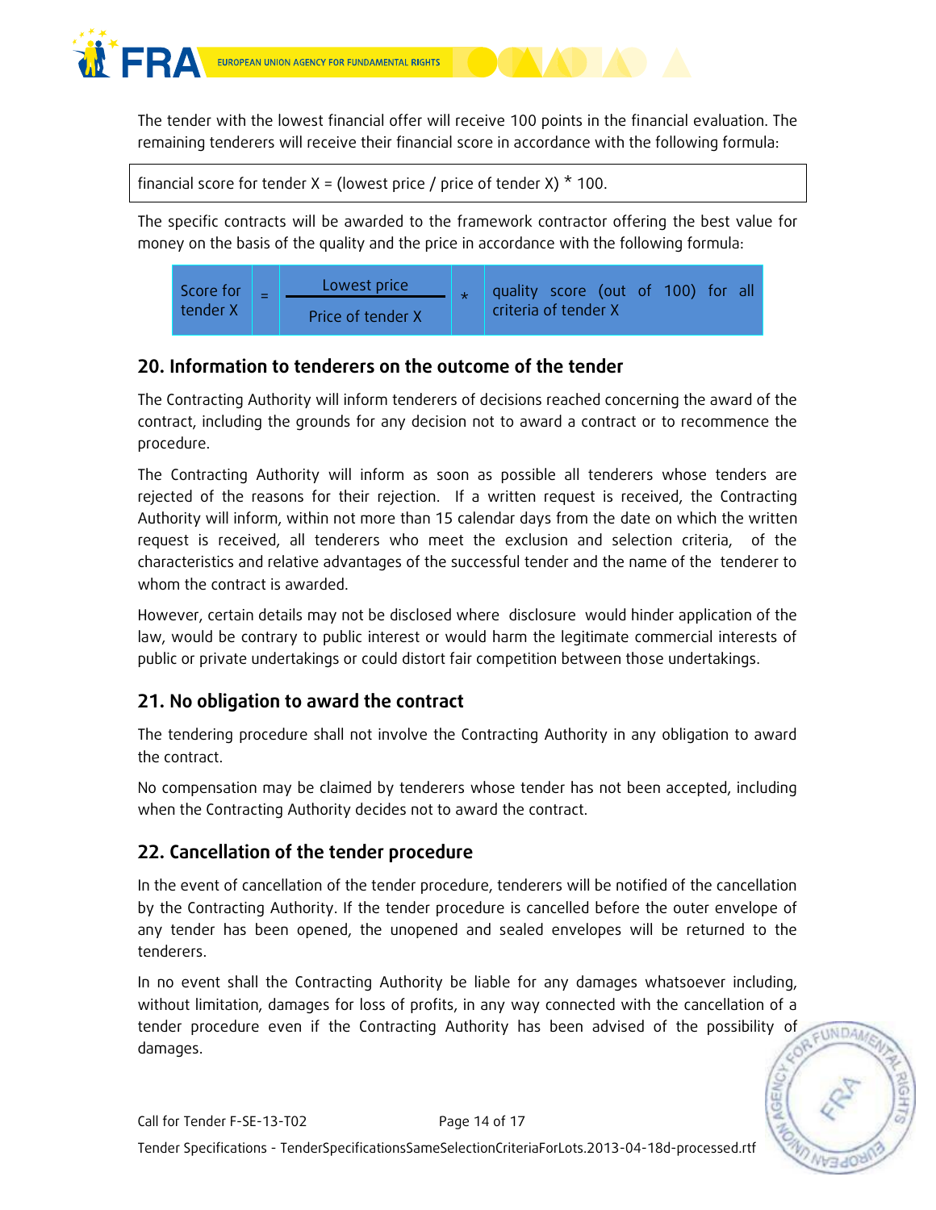The tender with the lowest financial offer will receive 100 points in the financial evaluation. The remaining tenderers will receive their financial score in accordance with the following formula:

| financial score for tender X = (lowest price / price of tender X) * 100. |
|---|

The specific contracts will be awarded to the framework contractor offering the best value for money on the basis of the quality and the price in accordance with the following formula:

$$\text{Score for tender X} = \frac{\text{Lowest price}}{\text{Price of tender X}} * \text{quality score (out of 100) for all criteria of tender X}$$

## 20. Information to tenderers on the outcome of the tender

The Contracting Authority will inform tenderers of decisions reached concerning the award of the contract, including the grounds for any decision not to award a contract or to recommence the procedure.

The Contracting Authority will inform as soon as possible all tenderers whose tenders are rejected of the reasons for their rejection. If a written request is received, the Contracting Authority will inform, within not more than 15 calendar days from the date on which the written request is received, all tenderers who meet the exclusion and selection criteria, of the characteristics and relative advantages of the successful tender and the name of the tenderer to whom the contract is awarded.

However, certain details may not be disclosed where disclosure would hinder application of the law, would be contrary to public interest or would harm the legitimate commercial interests of public or private undertakings or could distort fair competition between those undertakings.

## 21. No obligation to award the contract

The tendering procedure shall not involve the Contracting Authority in any obligation to award the contract.

No compensation may be claimed by tenderers whose tender has not been accepted, including when the Contracting Authority decides not to award the contract.

## 22. Cancellation of the tender procedure

In the event of cancellation of the tender procedure, tenderers will be notified of the cancellation by the Contracting Authority. If the tender procedure is cancelled before the outer envelope of any tender has been opened, the unopened and sealed envelopes will be returned to the tenderers.

In no event shall the Contracting Authority be liable for any damages whatsoever including, without limitation, damages for loss of profits, in any way connected with the cancellation of a tender procedure even if the Contracting Authority has been advised of the possibility of damages.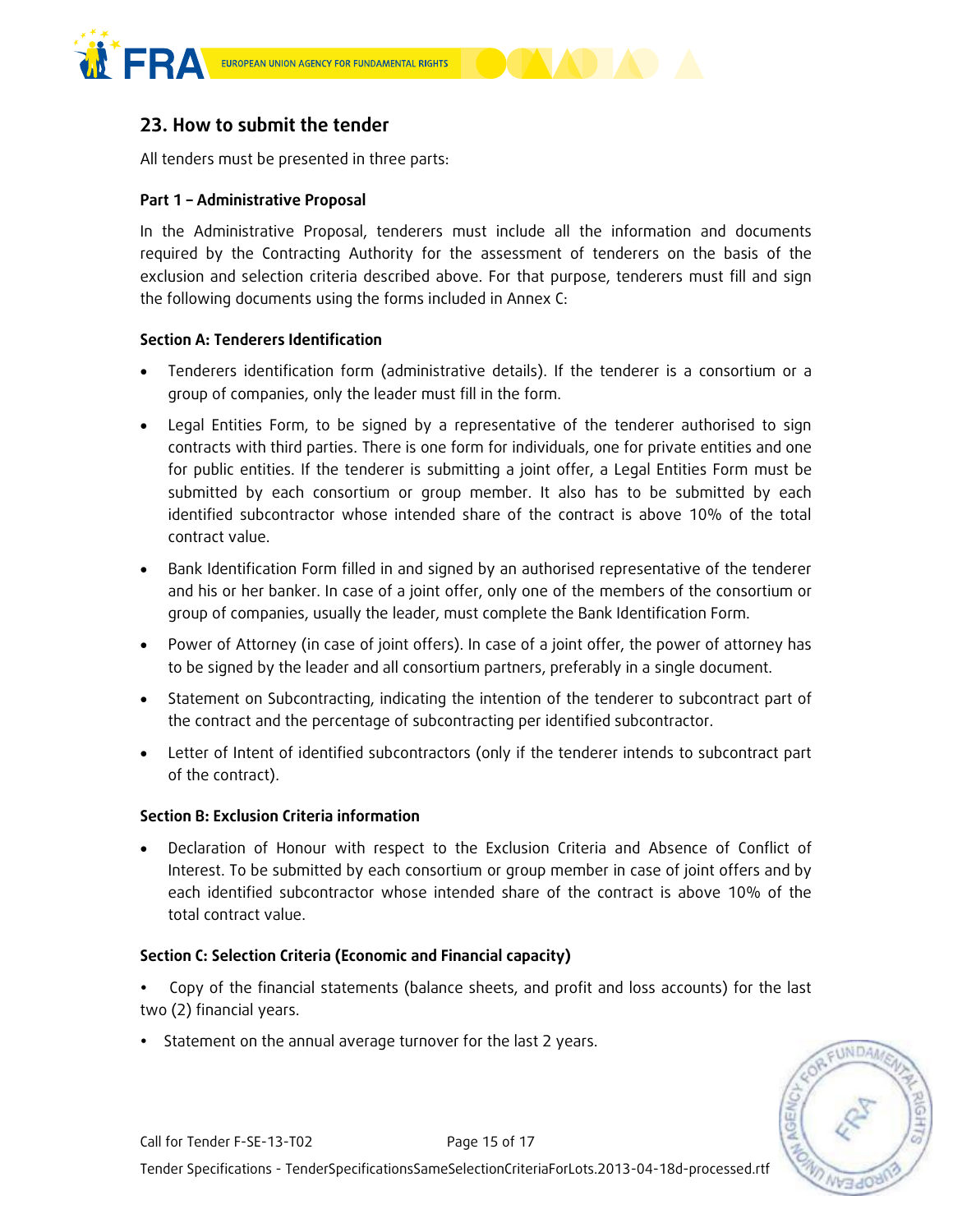## 23. How to submit the tender

All tenders must be presented in three parts:

**Part 1 – Administrative Proposal**

In the Administrative Proposal, tenderers must include all the information and documents required by the Contracting Authority for the assessment of tenderers on the basis of the exclusion and selection criteria described above. For that purpose, tenderers must fill and sign the following documents using the forms included in Annex C:

**Section A: Tenderers Identification**

- Tenderers identification form (administrative details). If the tenderer is a consortium or a group of companies, only the leader must fill in the form.
- Legal Entities Form, to be signed by a representative of the tenderer authorised to sign contracts with third parties. There is one form for individuals, one for private entities and one for public entities. If the tenderer is submitting a joint offer, a Legal Entities Form must be submitted by each consortium or group member. It also has to be submitted by each identified subcontractor whose intended share of the contract is above 10% of the total contract value.
- Bank Identification Form filled in and signed by an authorised representative of the tenderer and his or her banker. In case of a joint offer, only one of the members of the consortium or group of companies, usually the leader, must complete the Bank Identification Form.
- Power of Attorney (in case of joint offers). In case of a joint offer, the power of attorney has to be signed by the leader and all consortium partners, preferably in a single document.
- Statement on Subcontracting, indicating the intention of the tenderer to subcontract part of the contract and the percentage of subcontracting per identified subcontractor.
- Letter of Intent of identified subcontractors (only if the tenderer intends to subcontract part of the contract).

**Section B: Exclusion Criteria information**

- Declaration of Honour with respect to the Exclusion Criteria and Absence of Conflict of Interest. To be submitted by each consortium or group member in case of joint offers and by each identified subcontractor whose intended share of the contract is above 10% of the total contract value.

**Section C: Selection Criteria (Economic and Financial capacity)**

- Copy of the financial statements (balance sheets, and profit and loss accounts) for the last two (2) financial years.
- Statement on the annual average turnover for the last 2 years.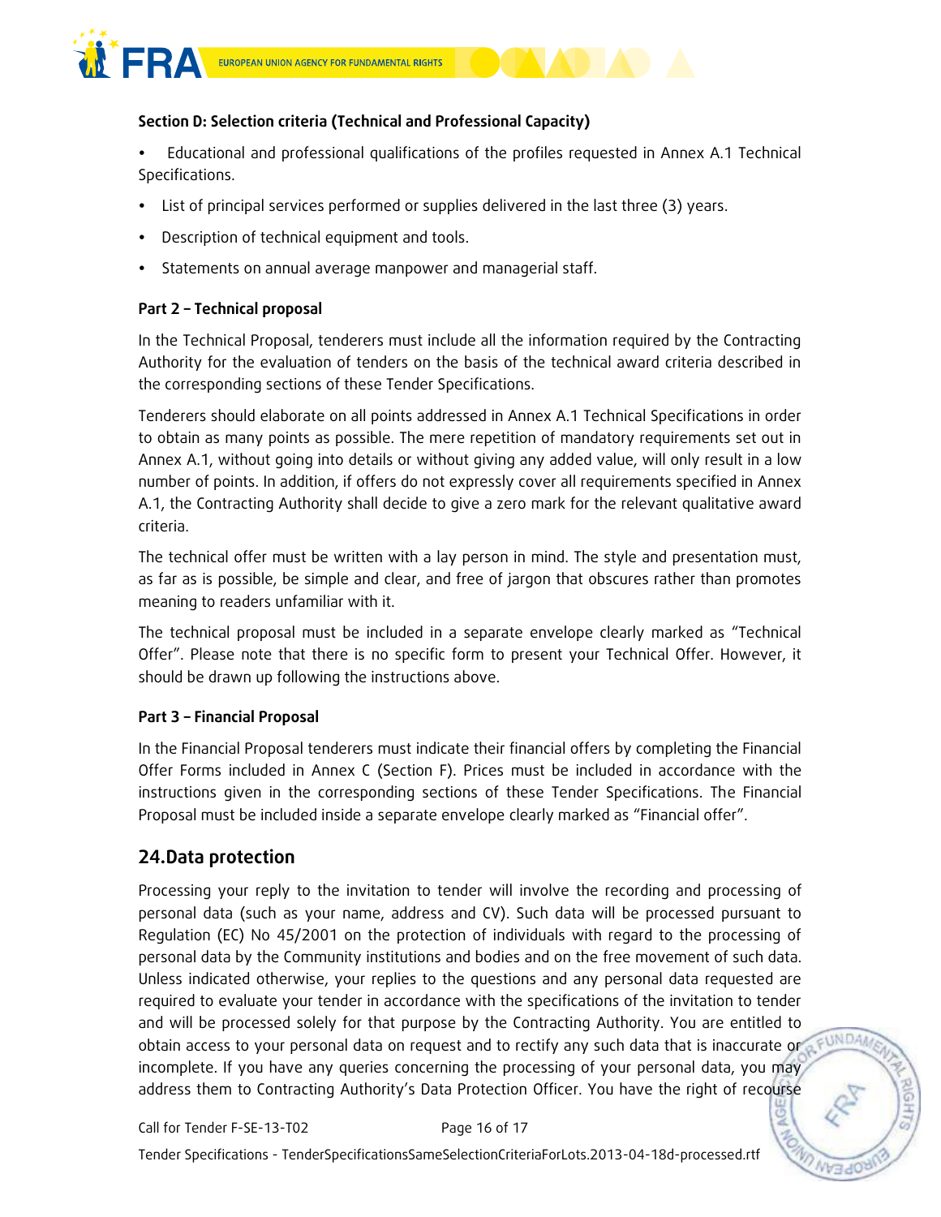**Section D: Selection criteria (Technical and Professional Capacity)**

- Educational and professional qualifications of the profiles requested in Annex A.1 Technical Specifications.
- List of principal services performed or supplies delivered in the last three (3) years.
- Description of technical equipment and tools.
- Statements on annual average manpower and managerial staff.

**Part 2 – Technical proposal**

In the Technical Proposal, tenderers must include all the information required by the Contracting Authority for the evaluation of tenders on the basis of the technical award criteria described in the corresponding sections of these Tender Specifications.

Tenderers should elaborate on all points addressed in Annex A.1 Technical Specifications in order to obtain as many points as possible. The mere repetition of mandatory requirements set out in Annex A.1, without going into details or without giving any added value, will only result in a low number of points. In addition, if offers do not expressly cover all requirements specified in Annex A.1, the Contracting Authority shall decide to give a zero mark for the relevant qualitative award criteria.

The technical offer must be written with a lay person in mind. The style and presentation must, as far as is possible, be simple and clear, and free of jargon that obscures rather than promotes meaning to readers unfamiliar with it.

The technical proposal must be included in a separate envelope clearly marked as "Technical Offer". Please note that there is no specific form to present your Technical Offer. However, it should be drawn up following the instructions above.

**Part 3 – Financial Proposal**

In the Financial Proposal tenderers must indicate their financial offers by completing the Financial Offer Forms included in Annex C (Section F). Prices must be included in accordance with the instructions given in the corresponding sections of these Tender Specifications. The Financial Proposal must be included inside a separate envelope clearly marked as "Financial offer".

## 24. Data protection

Processing your reply to the invitation to tender will involve the recording and processing of personal data (such as your name, address and CV). Such data will be processed pursuant to Regulation (EC) No 45/2001 on the protection of individuals with regard to the processing of personal data by the Community institutions and bodies and on the free movement of such data. Unless indicated otherwise, your replies to the questions and any personal data requested are required to evaluate your tender in accordance with the specifications of the invitation to tender and will be processed solely for that purpose by the Contracting Authority. You are entitled to obtain access to your personal data on request and to rectify any such data that is inaccurate or incomplete. If you have any queries concerning the processing of your personal data, you may address them to Contracting Authority's Data Protection Officer. You have the right of recourse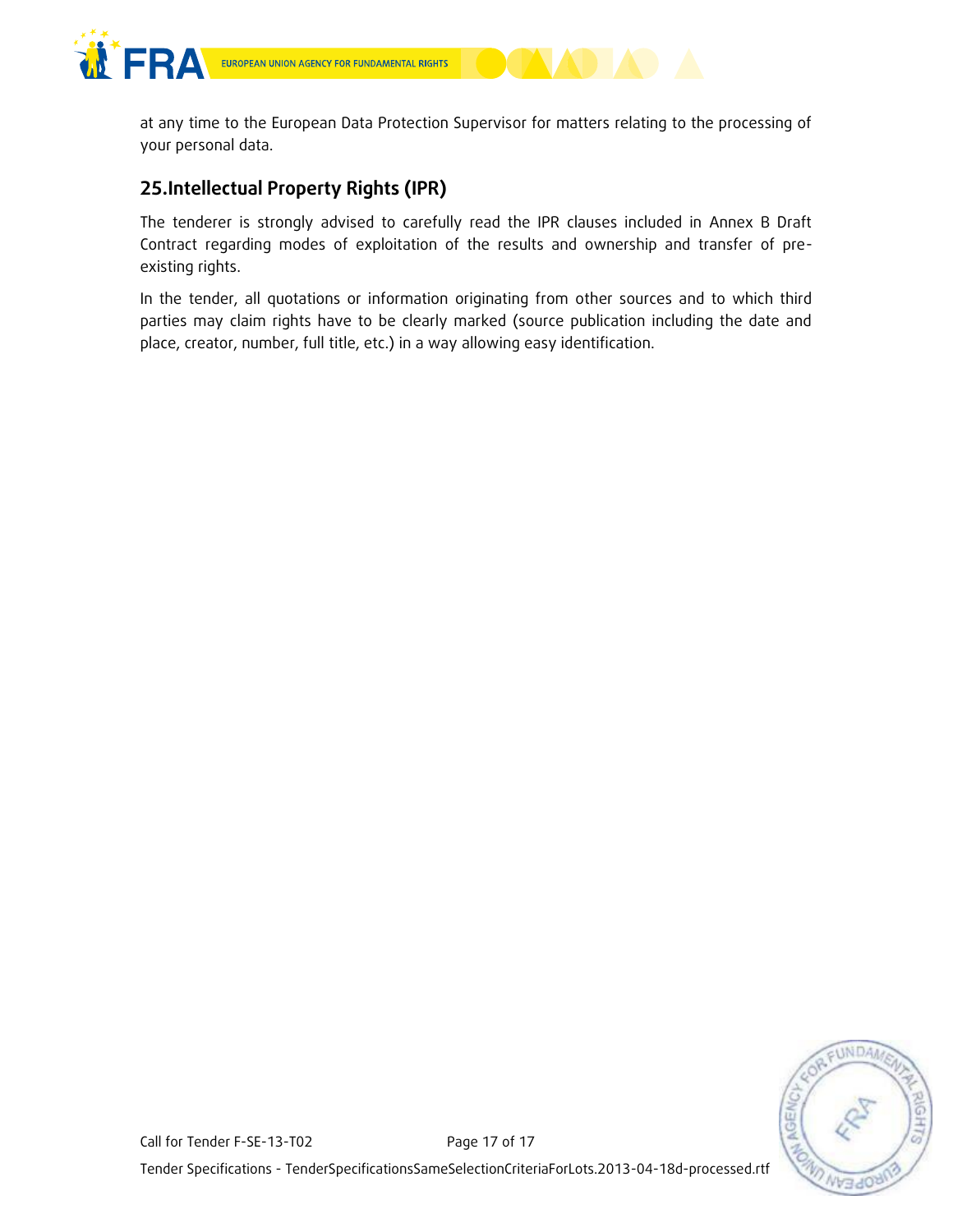at any time to the European Data Protection Supervisor for matters relating to the processing of your personal data.

## 25. Intellectual Property Rights (IPR)

The tenderer is strongly advised to carefully read the IPR clauses included in Annex B Draft Contract regarding modes of exploitation of the results and ownership and transfer of pre-existing rights.

In the tender, all quotations or information originating from other sources and to which third parties may claim rights have to be clearly marked (source publication including the date and place, creator, number, full title, etc.) in a way allowing easy identification.